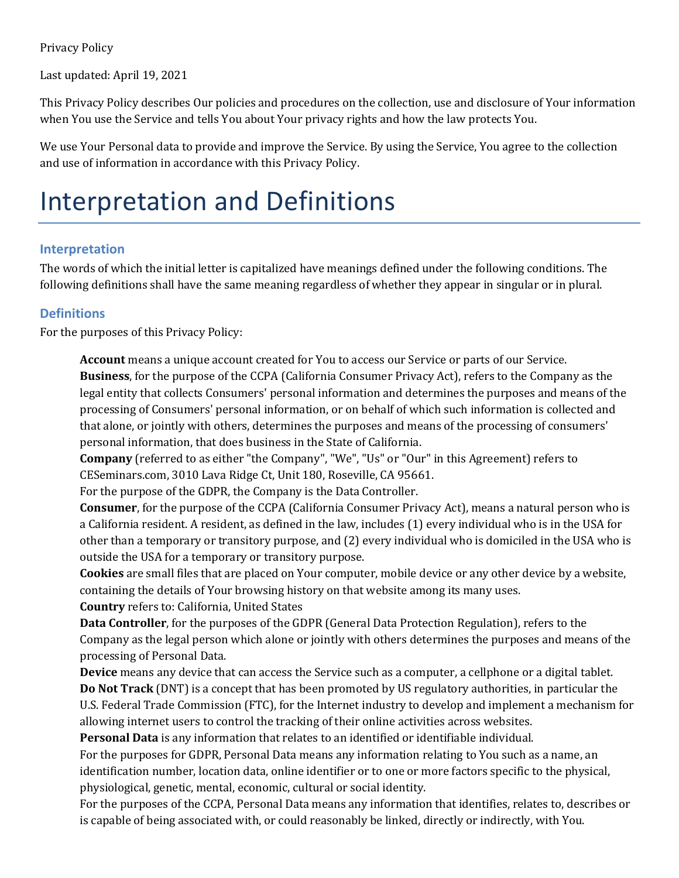Privacy Policy

Last updated: April 19, 2021

This Privacy Policy describes Our policies and procedures on the collection, use and disclosure of Your information when You use the Service and tells You about Your privacy rights and how the law protects You.

We use Your Personal data to provide and improve the Service. By using the Service, You agree to the collection and use of information in accordance with this Privacy Policy.

# Interpretation and Definitions

## Interpretation

The words of which the initial letter is capitalized have meanings defined under the following conditions. The following definitions shall have the same meaning regardless of whether they appear in singular or in plural.

## Definitions

For the purposes of this Privacy Policy:

**Account** means a unique account created for You to access our Service or parts of our Service.

**Business**, for the purpose of the CCPA (California Consumer Privacy Act), refers to the Company as the legal entity that collects Consumers' personal information and determines the purposes and means of the processing of Consumers' personal information, or on behalf of which such information is collected and that alone, or jointly with others, determines the purposes and means of the processing of consumers' personal information, that does business in the State of California.

**Company** (referred to as either "the Company", "We", "Us" or "Our" in this Agreement) refers to CESeminars.com, 3010 Lava Ridge Ct, Unit 180, Roseville, CA 95661.

For the purpose of the GDPR, the Company is the Data Controller.

**Consumer**, for the purpose of the CCPA (California Consumer Privacy Act), means a natural person who is a California resident. A resident, as defined in the law, includes (1) every individual who is in the USA for other than a temporary or transitory purpose, and (2) every individual who is domiciled in the USA who is outside the USA for a temporary or transitory purpose.

**Cookies** are small files that are placed on Your computer, mobile device or any other device by a website, containing the details of Your browsing history on that website among its many uses.

**Country** refers to: California, United States

**Data Controller**, for the purposes of the GDPR (General Data Protection Regulation), refers to the Company as the legal person which alone or jointly with others determines the purposes and means of the processing of Personal Data.

**Device** means any device that can access the Service such as a computer, a cellphone or a digital tablet.

**Do Not Track** (DNT) is a concept that has been promoted by US regulatory authorities, in particular the U.S. Federal Trade Commission (FTC), for the Internet industry to develop and implement a mechanism for allowing internet users to control the tracking of their online activities across websites.

**Personal Data** is any information that relates to an identified or identifiable individual.

For the purposes for GDPR, Personal Data means any information relating to You such as a name, an identification number, location data, online identifier or to one or more factors specific to the physical, physiological, genetic, mental, economic, cultural or social identity.

For the purposes of the CCPA, Personal Data means any information that identifies, relates to, describes or is capable of being associated with, or could reasonably be linked, directly or indirectly, with You.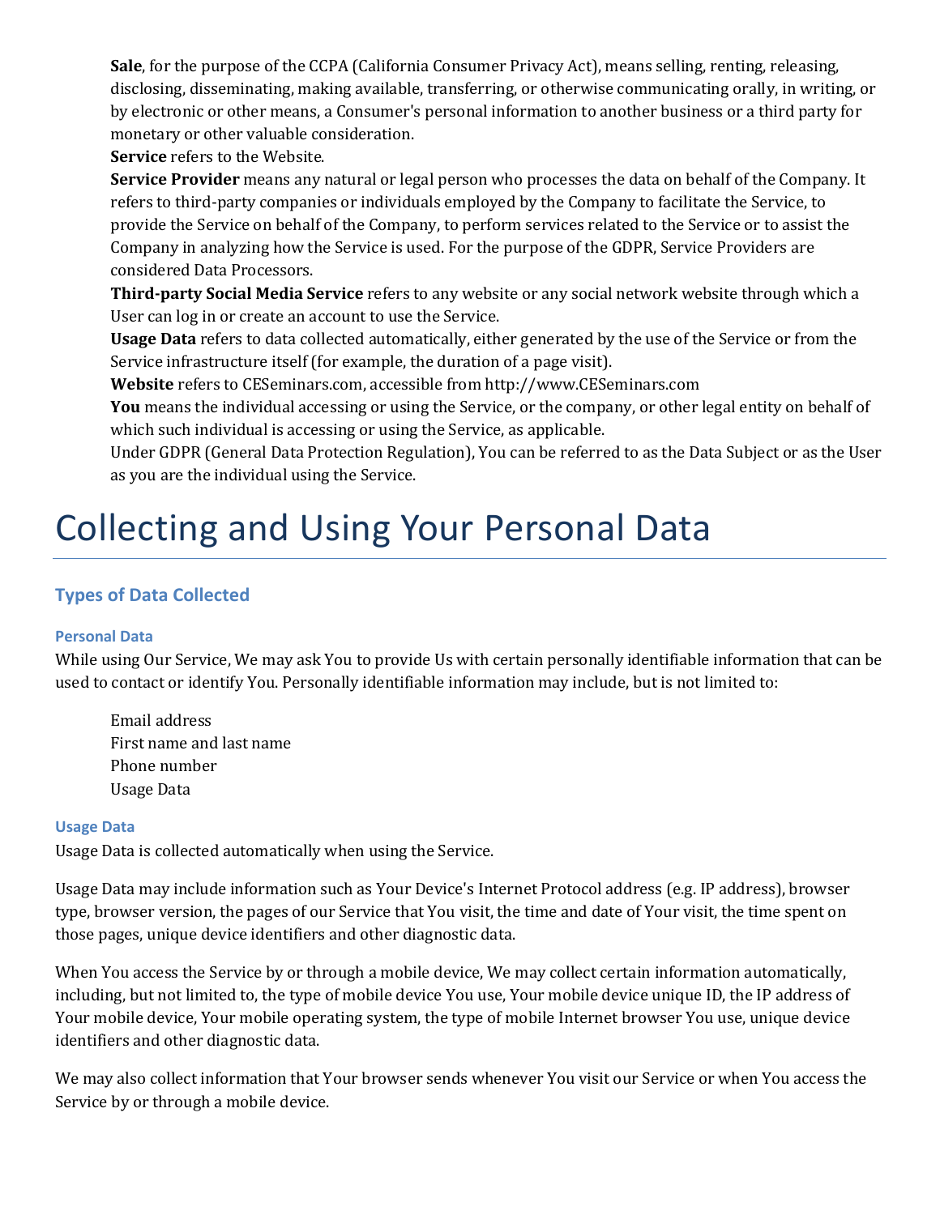**Sale**, for the purpose of the CCPA (California Consumer Privacy Act), means selling, renting, releasing, disclosing, disseminating, making available, transferring, or otherwise communicating orally, in writing, or by electronic or other means, a Consumer's personal information to another business or a third party for monetary or other valuable consideration.

**Service** refers to the Website.

**Service Provider** means any natural or legal person who processes the data on behalf of the Company. It refers to third-party companies or individuals employed by the Company to facilitate the Service, to provide the Service on behalf of the Company, to perform services related to the Service or to assist the Company in analyzing how the Service is used. For the purpose of the GDPR, Service Providers are considered Data Processors.

**Third-party Social Media Service** refers to any website or any social network website through which a User can log in or create an account to use the Service.

**Usage Data** refers to data collected automatically, either generated by the use of the Service or from the Service infrastructure itself (for example, the duration of a page visit).

**Website** refers to CESeminars.com, accessible from http://www.CESeminars.com

**You** means the individual accessing or using the Service, or the company, or other legal entity on behalf of which such individual is accessing or using the Service, as applicable.

Under GDPR (General Data Protection Regulation), You can be referred to as the Data Subject or as the User as you are the individual using the Service.

# Collecting and Using Your Personal Data

## Types of Data Collected

### Personal Data

While using Our Service, We may ask You to provide Us with certain personally identifiable information that can be used to contact or identify You. Personally identifiable information may include, but is not limited to:

- Email address
- First name and last name
- Phone number
- Usage Data

### Usage Data

Usage Data is collected automatically when using the Service.

Usage Data may include information such as Your Device's Internet Protocol address (e.g. IP address), browser type, browser version, the pages of our Service that You visit, the time and date of Your visit, the time spent on those pages, unique device identifiers and other diagnostic data.

When You access the Service by or through a mobile device, We may collect certain information automatically, including, but not limited to, the type of mobile device You use, Your mobile device unique ID, the IP address of Your mobile device, Your mobile operating system, the type of mobile Internet browser You use, unique device identifiers and other diagnostic data.

We may also collect information that Your browser sends whenever You visit our Service or when You access the Service by or through a mobile device.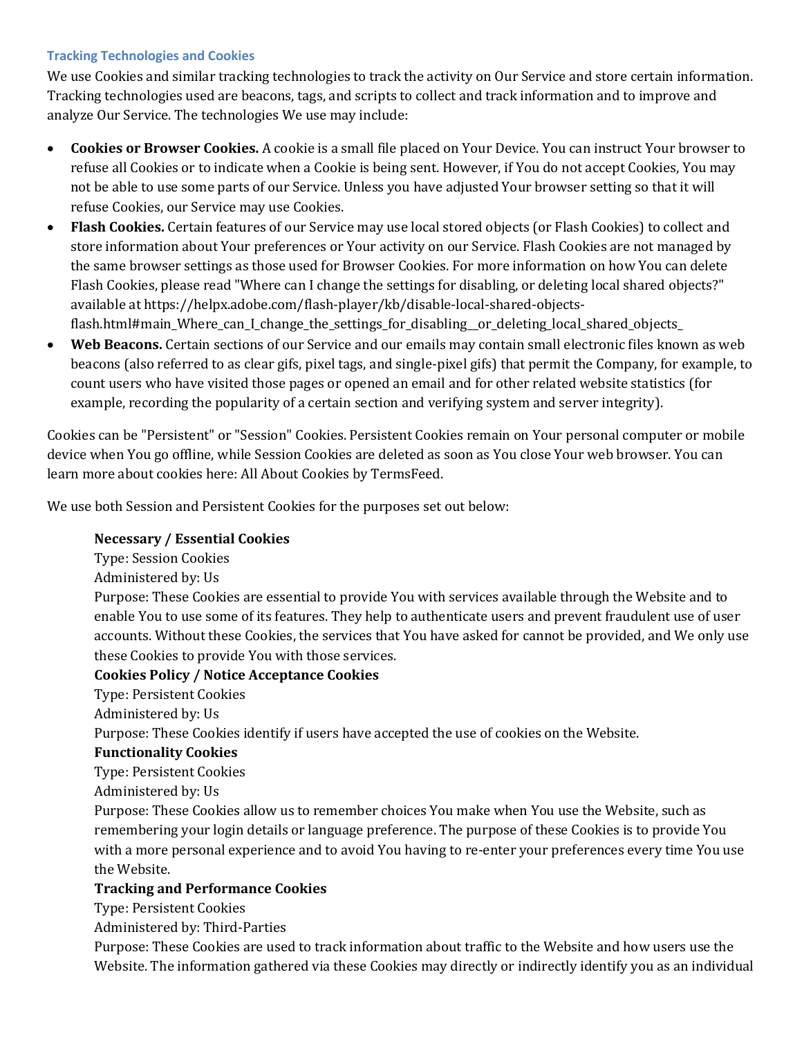### Tracking Technologies and Cookies

We use Cookies and similar tracking technologies to track the activity on Our Service and store certain information. Tracking technologies used are beacons, tags, and scripts to collect and track information and to improve and analyze Our Service. The technologies We use may include:

- **Cookies or Browser Cookies.** A cookie is a small file placed on Your Device. You can instruct Your browser to refuse all Cookies or to indicate when a Cookie is being sent. However, if You do not accept Cookies, You may not be able to use some parts of our Service. Unless you have adjusted Your browser setting so that it will refuse Cookies, our Service may use Cookies.
- **Flash Cookies.** Certain features of our Service may use local stored objects (or Flash Cookies) to collect and store information about Your preferences or Your activity on our Service. Flash Cookies are not managed by the same browser settings as those used for Browser Cookies. For more information on how You can delete Flash Cookies, please read "Where can I change the settings for disabling, or deleting local shared objects?" available at https://helpx.adobe.com/flash-player/kb/disable-local-shared-objects-flash.html#main_Where_can_I_change_the_settings_for_disabling__or_deleting_local_shared_objects_
- **Web Beacons.** Certain sections of our Service and our emails may contain small electronic files known as web beacons (also referred to as clear gifs, pixel tags, and single-pixel gifs) that permit the Company, for example, to count users who have visited those pages or opened an email and for other related website statistics (for example, recording the popularity of a certain section and verifying system and server integrity).

Cookies can be "Persistent" or "Session" Cookies. Persistent Cookies remain on Your personal computer or mobile device when You go offline, while Session Cookies are deleted as soon as You close Your web browser. You can learn more about cookies here: All About Cookies by TermsFeed.

We use both Session and Persistent Cookies for the purposes set out below:

**Necessary / Essential Cookies**
Type: Session Cookies
Administered by: Us
Purpose: These Cookies are essential to provide You with services available through the Website and to enable You to use some of its features. They help to authenticate users and prevent fraudulent use of user accounts. Without these Cookies, the services that You have asked for cannot be provided, and We only use these Cookies to provide You with those services.

**Cookies Policy / Notice Acceptance Cookies**
Type: Persistent Cookies
Administered by: Us
Purpose: These Cookies identify if users have accepted the use of cookies on the Website.

**Functionality Cookies**
Type: Persistent Cookies
Administered by: Us
Purpose: These Cookies allow us to remember choices You make when You use the Website, such as remembering your login details or language preference. The purpose of these Cookies is to provide You with a more personal experience and to avoid You having to re-enter your preferences every time You use the Website.

**Tracking and Performance Cookies**
Type: Persistent Cookies
Administered by: Third-Parties
Purpose: These Cookies are used to track information about traffic to the Website and how users use the Website. The information gathered via these Cookies may directly or indirectly identify you as an individual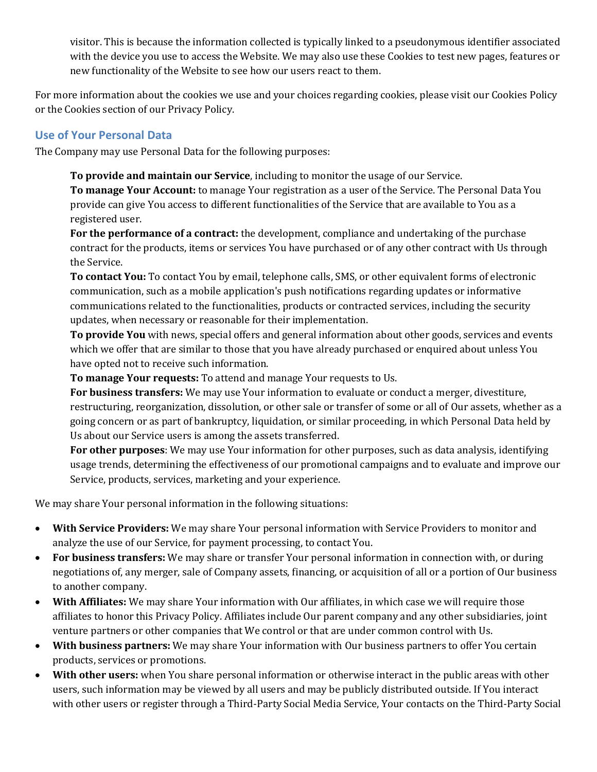visitor. This is because the information collected is typically linked to a pseudonymous identifier associated with the device you use to access the Website. We may also use these Cookies to test new pages, features or new functionality of the Website to see how our users react to them.

For more information about the cookies we use and your choices regarding cookies, please visit our Cookies Policy or the Cookies section of our Privacy Policy.

### Use of Your Personal Data

The Company may use Personal Data for the following purposes:

**To provide and maintain our Service**, including to monitor the usage of our Service.

**To manage Your Account:** to manage Your registration as a user of the Service. The Personal Data You provide can give You access to different functionalities of the Service that are available to You as a registered user.

**For the performance of a contract:** the development, compliance and undertaking of the purchase contract for the products, items or services You have purchased or of any other contract with Us through the Service.

**To contact You:** To contact You by email, telephone calls, SMS, or other equivalent forms of electronic communication, such as a mobile application's push notifications regarding updates or informative communications related to the functionalities, products or contracted services, including the security updates, when necessary or reasonable for their implementation.

**To provide You** with news, special offers and general information about other goods, services and events which we offer that are similar to those that you have already purchased or enquired about unless You have opted not to receive such information.

**To manage Your requests:** To attend and manage Your requests to Us.

**For business transfers:** We may use Your information to evaluate or conduct a merger, divestiture, restructuring, reorganization, dissolution, or other sale or transfer of some or all of Our assets, whether as a going concern or as part of bankruptcy, liquidation, or similar proceeding, in which Personal Data held by Us about our Service users is among the assets transferred.

**For other purposes**: We may use Your information for other purposes, such as data analysis, identifying usage trends, determining the effectiveness of our promotional campaigns and to evaluate and improve our Service, products, services, marketing and your experience.

We may share Your personal information in the following situations:

- **With Service Providers:** We may share Your personal information with Service Providers to monitor and analyze the use of our Service, for payment processing, to contact You.
- **For business transfers:** We may share or transfer Your personal information in connection with, or during negotiations of, any merger, sale of Company assets, financing, or acquisition of all or a portion of Our business to another company.
- **With Affiliates:** We may share Your information with Our affiliates, in which case we will require those affiliates to honor this Privacy Policy. Affiliates include Our parent company and any other subsidiaries, joint venture partners or other companies that We control or that are under common control with Us.
- **With business partners:** We may share Your information with Our business partners to offer You certain products, services or promotions.
- **With other users:** when You share personal information or otherwise interact in the public areas with other users, such information may be viewed by all users and may be publicly distributed outside. If You interact with other users or register through a Third-Party Social Media Service, Your contacts on the Third-Party Social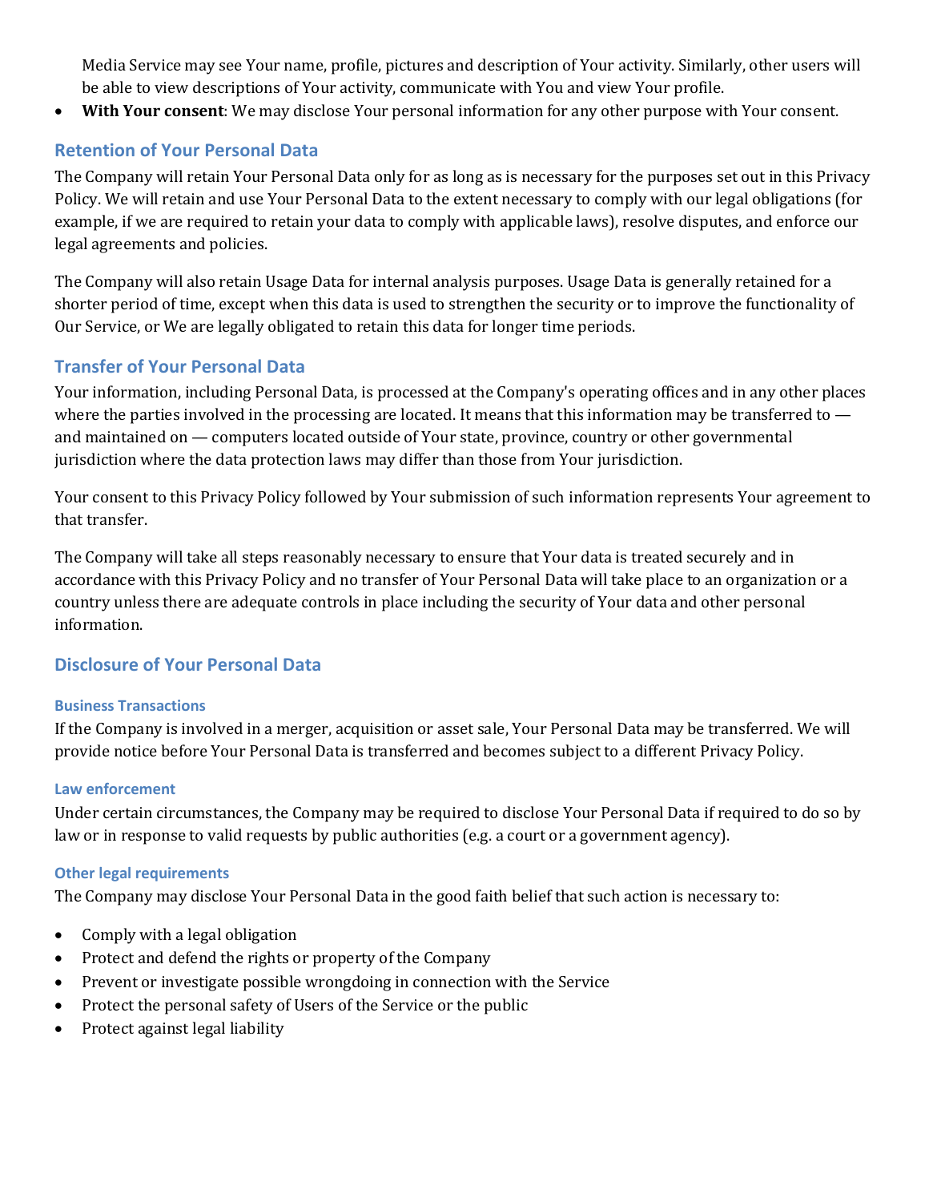Media Service may see Your name, profile, pictures and description of Your activity. Similarly, other users will be able to view descriptions of Your activity, communicate with You and view Your profile.

- **With Your consent**: We may disclose Your personal information for any other purpose with Your consent.

## Retention of Your Personal Data

The Company will retain Your Personal Data only for as long as is necessary for the purposes set out in this Privacy Policy. We will retain and use Your Personal Data to the extent necessary to comply with our legal obligations (for example, if we are required to retain your data to comply with applicable laws), resolve disputes, and enforce our legal agreements and policies.

The Company will also retain Usage Data for internal analysis purposes. Usage Data is generally retained for a shorter period of time, except when this data is used to strengthen the security or to improve the functionality of Our Service, or We are legally obligated to retain this data for longer time periods.

## Transfer of Your Personal Data

Your information, including Personal Data, is processed at the Company's operating offices and in any other places where the parties involved in the processing are located. It means that this information may be transferred to — and maintained on — computers located outside of Your state, province, country or other governmental jurisdiction where the data protection laws may differ than those from Your jurisdiction.

Your consent to this Privacy Policy followed by Your submission of such information represents Your agreement to that transfer.

The Company will take all steps reasonably necessary to ensure that Your data is treated securely and in accordance with this Privacy Policy and no transfer of Your Personal Data will take place to an organization or a country unless there are adequate controls in place including the security of Your data and other personal information.

## Disclosure of Your Personal Data

### Business Transactions

If the Company is involved in a merger, acquisition or asset sale, Your Personal Data may be transferred. We will provide notice before Your Personal Data is transferred and becomes subject to a different Privacy Policy.

### Law enforcement

Under certain circumstances, the Company may be required to disclose Your Personal Data if required to do so by law or in response to valid requests by public authorities (e.g. a court or a government agency).

### Other legal requirements

The Company may disclose Your Personal Data in the good faith belief that such action is necessary to:

- Comply with a legal obligation
- Protect and defend the rights or property of the Company
- Prevent or investigate possible wrongdoing in connection with the Service
- Protect the personal safety of Users of the Service or the public
- Protect against legal liability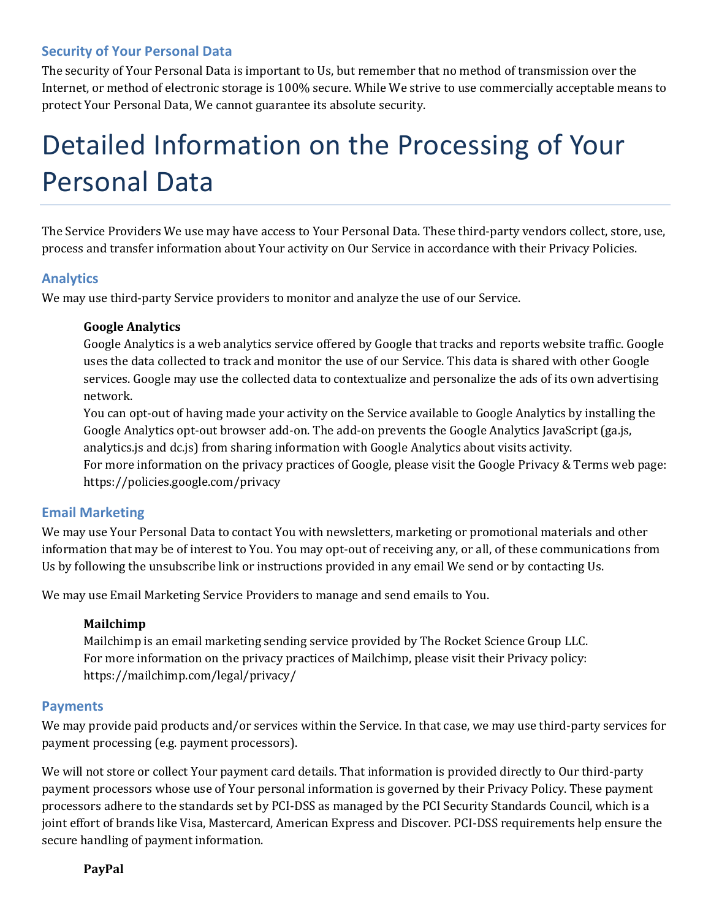### Security of Your Personal Data

The security of Your Personal Data is important to Us, but remember that no method of transmission over the Internet, or method of electronic storage is 100% secure. While We strive to use commercially acceptable means to protect Your Personal Data, We cannot guarantee its absolute security.

# Detailed Information on the Processing of Your Personal Data

The Service Providers We use may have access to Your Personal Data. These third-party vendors collect, store, use, process and transfer information about Your activity on Our Service in accordance with their Privacy Policies.

### Analytics

We may use third-party Service providers to monitor and analyze the use of our Service.

**Google Analytics**
Google Analytics is a web analytics service offered by Google that tracks and reports website traffic. Google uses the data collected to track and monitor the use of our Service. This data is shared with other Google services. Google may use the collected data to contextualize and personalize the ads of its own advertising network.
You can opt-out of having made your activity on the Service available to Google Analytics by installing the Google Analytics opt-out browser add-on. The add-on prevents the Google Analytics JavaScript (ga.js, analytics.js and dc.js) from sharing information with Google Analytics about visits activity.
For more information on the privacy practices of Google, please visit the Google Privacy & Terms web page: https://policies.google.com/privacy

### Email Marketing

We may use Your Personal Data to contact You with newsletters, marketing or promotional materials and other information that may be of interest to You. You may opt-out of receiving any, or all, of these communications from Us by following the unsubscribe link or instructions provided in any email We send or by contacting Us.

We may use Email Marketing Service Providers to manage and send emails to You.

**Mailchimp**
Mailchimp is an email marketing sending service provided by The Rocket Science Group LLC.
For more information on the privacy practices of Mailchimp, please visit their Privacy policy: https://mailchimp.com/legal/privacy/

### Payments

We may provide paid products and/or services within the Service. In that case, we may use third-party services for payment processing (e.g. payment processors).

We will not store or collect Your payment card details. That information is provided directly to Our third-party payment processors whose use of Your personal information is governed by their Privacy Policy. These payment processors adhere to the standards set by PCI-DSS as managed by the PCI Security Standards Council, which is a joint effort of brands like Visa, Mastercard, American Express and Discover. PCI-DSS requirements help ensure the secure handling of payment information.

**PayPal**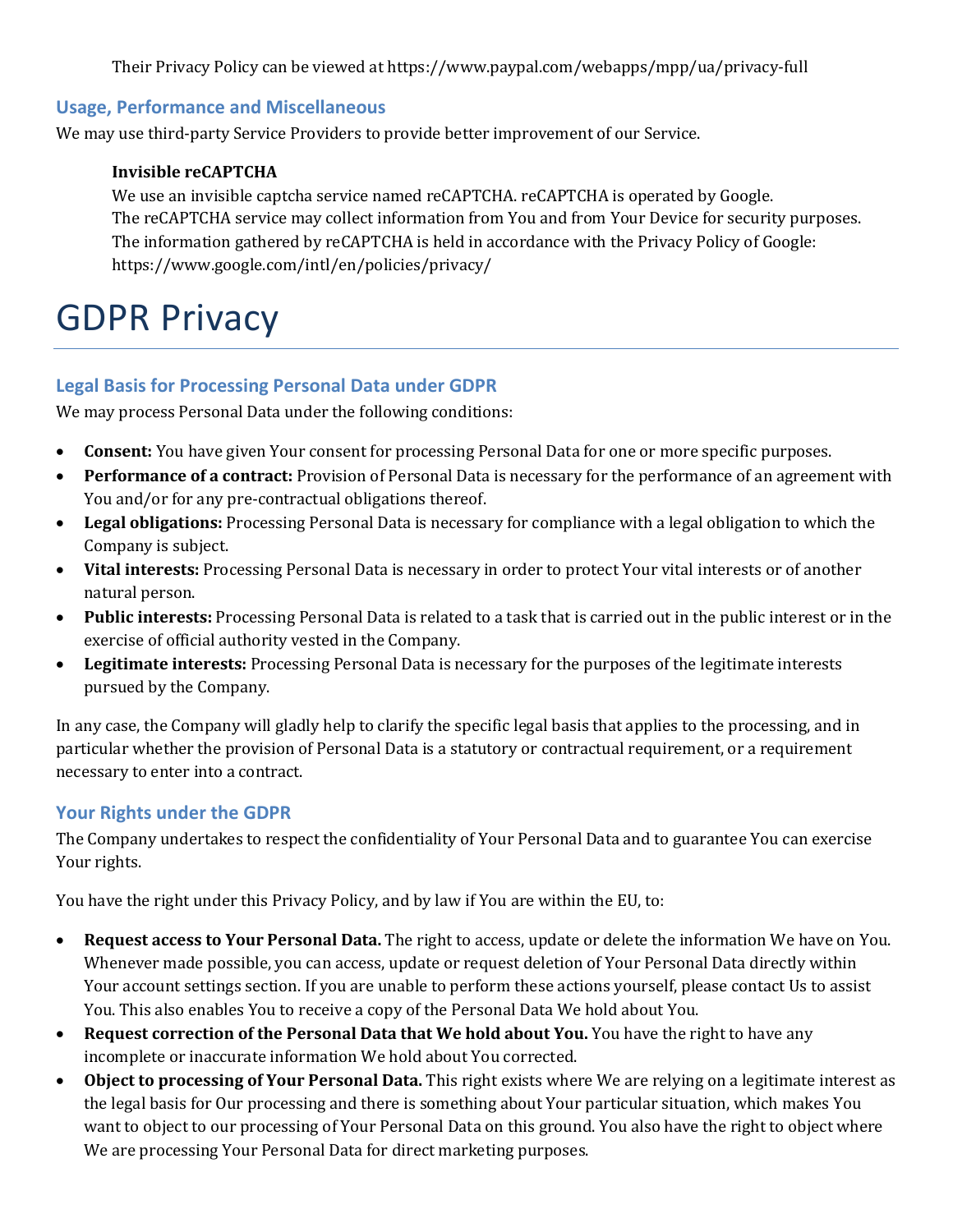Their Privacy Policy can be viewed at https://www.paypal.com/webapps/mpp/ua/privacy-full

### Usage, Performance and Miscellaneous

We may use third-party Service Providers to provide better improvement of our Service.

**Invisible reCAPTCHA**

We use an invisible captcha service named reCAPTCHA. reCAPTCHA is operated by Google.
The reCAPTCHA service may collect information from You and from Your Device for security purposes.
The information gathered by reCAPTCHA is held in accordance with the Privacy Policy of Google:
https://www.google.com/intl/en/policies/privacy/

# GDPR Privacy

### Legal Basis for Processing Personal Data under GDPR

We may process Personal Data under the following conditions:

- **Consent:** You have given Your consent for processing Personal Data for one or more specific purposes.
- **Performance of a contract:** Provision of Personal Data is necessary for the performance of an agreement with You and/or for any pre-contractual obligations thereof.
- **Legal obligations:** Processing Personal Data is necessary for compliance with a legal obligation to which the Company is subject.
- **Vital interests:** Processing Personal Data is necessary in order to protect Your vital interests or of another natural person.
- **Public interests:** Processing Personal Data is related to a task that is carried out in the public interest or in the exercise of official authority vested in the Company.
- **Legitimate interests:** Processing Personal Data is necessary for the purposes of the legitimate interests pursued by the Company.

In any case, the Company will gladly help to clarify the specific legal basis that applies to the processing, and in particular whether the provision of Personal Data is a statutory or contractual requirement, or a requirement necessary to enter into a contract.

### Your Rights under the GDPR

The Company undertakes to respect the confidentiality of Your Personal Data and to guarantee You can exercise Your rights.

You have the right under this Privacy Policy, and by law if You are within the EU, to:

- **Request access to Your Personal Data.** The right to access, update or delete the information We have on You. Whenever made possible, you can access, update or request deletion of Your Personal Data directly within Your account settings section. If you are unable to perform these actions yourself, please contact Us to assist You. This also enables You to receive a copy of the Personal Data We hold about You.
- **Request correction of the Personal Data that We hold about You.** You have the right to have any incomplete or inaccurate information We hold about You corrected.
- **Object to processing of Your Personal Data.** This right exists where We are relying on a legitimate interest as the legal basis for Our processing and there is something about Your particular situation, which makes You want to object to our processing of Your Personal Data on this ground. You also have the right to object where We are processing Your Personal Data for direct marketing purposes.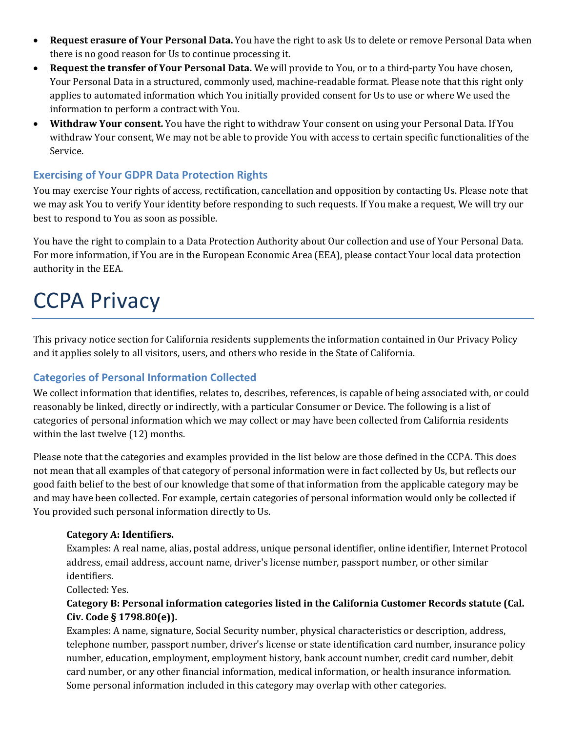- **Request erasure of Your Personal Data.** You have the right to ask Us to delete or remove Personal Data when there is no good reason for Us to continue processing it.
- **Request the transfer of Your Personal Data.** We will provide to You, or to a third-party You have chosen, Your Personal Data in a structured, commonly used, machine-readable format. Please note that this right only applies to automated information which You initially provided consent for Us to use or where We used the information to perform a contract with You.
- **Withdraw Your consent.** You have the right to withdraw Your consent on using your Personal Data. If You withdraw Your consent, We may not be able to provide You with access to certain specific functionalities of the Service.

### Exercising of Your GDPR Data Protection Rights

You may exercise Your rights of access, rectification, cancellation and opposition by contacting Us. Please note that we may ask You to verify Your identity before responding to such requests. If You make a request, We will try our best to respond to You as soon as possible.

You have the right to complain to a Data Protection Authority about Our collection and use of Your Personal Data. For more information, if You are in the European Economic Area (EEA), please contact Your local data protection authority in the EEA.

# CCPA Privacy

This privacy notice section for California residents supplements the information contained in Our Privacy Policy and it applies solely to all visitors, users, and others who reside in the State of California.

### Categories of Personal Information Collected

We collect information that identifies, relates to, describes, references, is capable of being associated with, or could reasonably be linked, directly or indirectly, with a particular Consumer or Device. The following is a list of categories of personal information which we may collect or may have been collected from California residents within the last twelve (12) months.

Please note that the categories and examples provided in the list below are those defined in the CCPA. This does not mean that all examples of that category of personal information were in fact collected by Us, but reflects our good faith belief to the best of our knowledge that some of that information from the applicable category may be and may have been collected. For example, certain categories of personal information would only be collected if You provided such personal information directly to Us.

**Category A: Identifiers.**
Examples: A real name, alias, postal address, unique personal identifier, online identifier, Internet Protocol address, email address, account name, driver's license number, passport number, or other similar identifiers.
Collected: Yes.

**Category B: Personal information categories listed in the California Customer Records statute (Cal. Civ. Code § 1798.80(e)).**
Examples: A name, signature, Social Security number, physical characteristics or description, address, telephone number, passport number, driver's license or state identification card number, insurance policy number, education, employment, employment history, bank account number, credit card number, debit card number, or any other financial information, medical information, or health insurance information. Some personal information included in this category may overlap with other categories.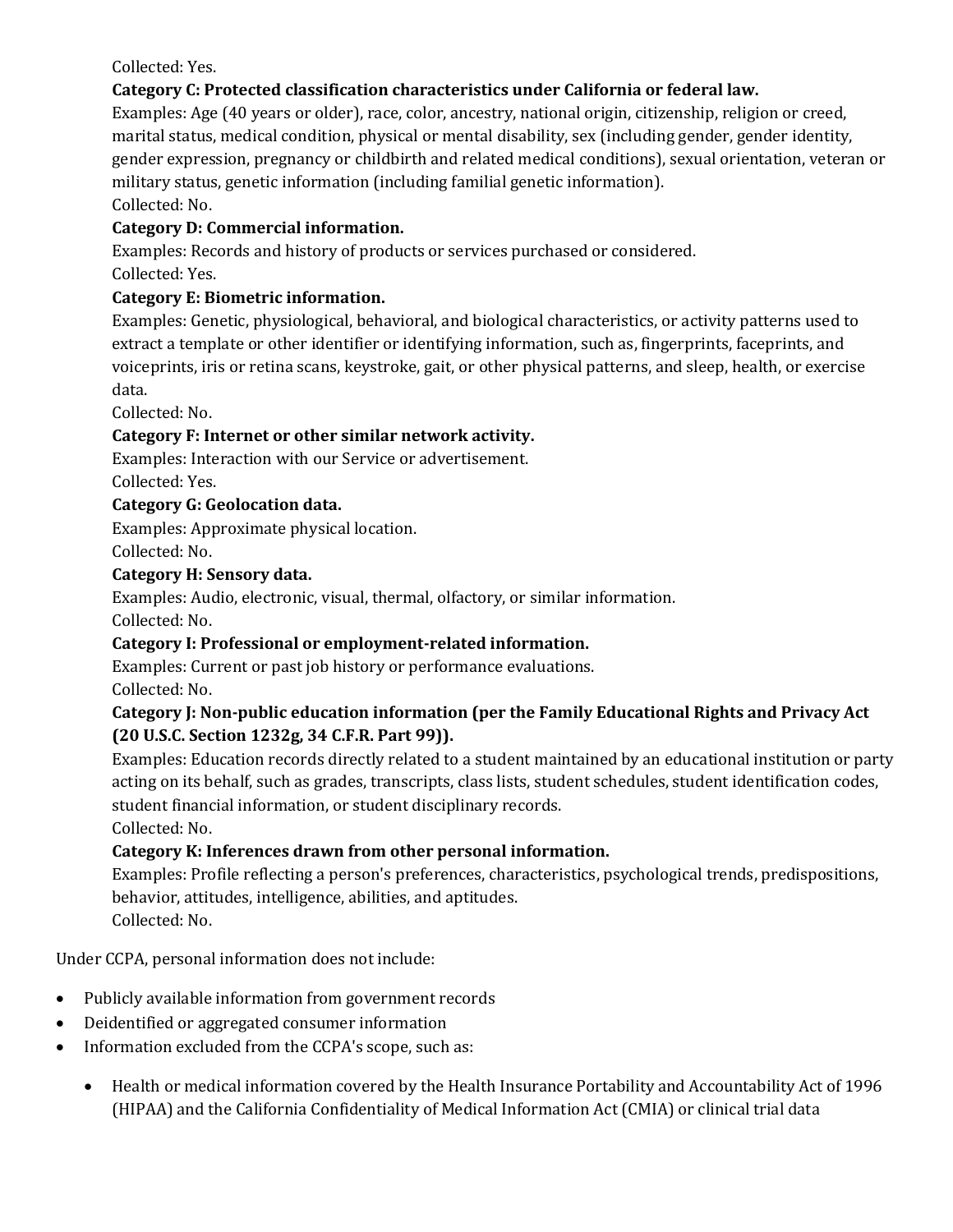Collected: Yes.

**Category C: Protected classification characteristics under California or federal law.**

Examples: Age (40 years or older), race, color, ancestry, national origin, citizenship, religion or creed, marital status, medical condition, physical or mental disability, sex (including gender, gender identity, gender expression, pregnancy or childbirth and related medical conditions), sexual orientation, veteran or military status, genetic information (including familial genetic information).

Collected: No.

**Category D: Commercial information.**

Examples: Records and history of products or services purchased or considered.

Collected: Yes.

**Category E: Biometric information.**

Examples: Genetic, physiological, behavioral, and biological characteristics, or activity patterns used to extract a template or other identifier or identifying information, such as, fingerprints, faceprints, and voiceprints, iris or retina scans, keystroke, gait, or other physical patterns, and sleep, health, or exercise data.

Collected: No.

**Category F: Internet or other similar network activity.**

Examples: Interaction with our Service or advertisement.

Collected: Yes.

**Category G: Geolocation data.**

Examples: Approximate physical location.

Collected: No.

**Category H: Sensory data.**

Examples: Audio, electronic, visual, thermal, olfactory, or similar information.

Collected: No.

**Category I: Professional or employment-related information.**

Examples: Current or past job history or performance evaluations.

Collected: No.

**Category J: Non-public education information (per the Family Educational Rights and Privacy Act (20 U.S.C. Section 1232g, 34 C.F.R. Part 99)).**

Examples: Education records directly related to a student maintained by an educational institution or party acting on its behalf, such as grades, transcripts, class lists, student schedules, student identification codes, student financial information, or student disciplinary records.

Collected: No.

**Category K: Inferences drawn from other personal information.**

Examples: Profile reflecting a person's preferences, characteristics, psychological trends, predispositions, behavior, attitudes, intelligence, abilities, and aptitudes.

Collected: No.

Under CCPA, personal information does not include:

- Publicly available information from government records
- Deidentified or aggregated consumer information
- Information excluded from the CCPA's scope, such as:
    - Health or medical information covered by the Health Insurance Portability and Accountability Act of 1996 (HIPAA) and the California Confidentiality of Medical Information Act (CMIA) or clinical trial data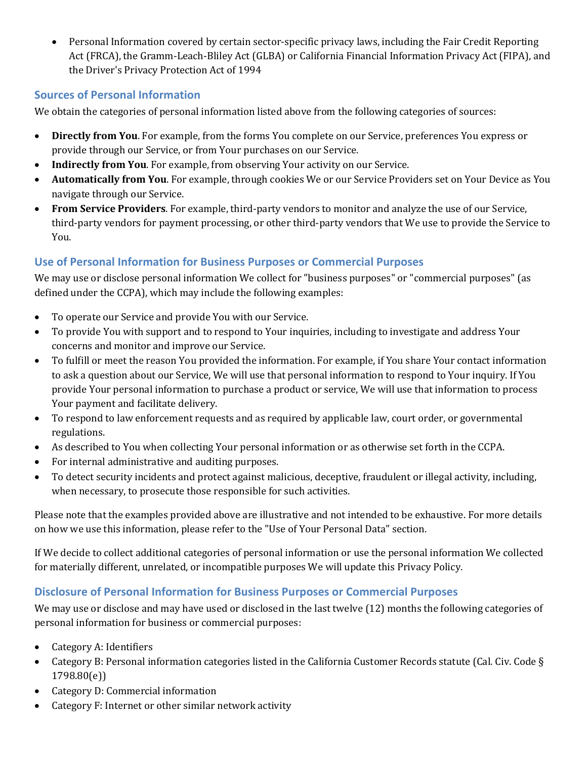- Personal Information covered by certain sector-specific privacy laws, including the Fair Credit Reporting Act (FRCA), the Gramm-Leach-Bliley Act (GLBA) or California Financial Information Privacy Act (FIPA), and the Driver's Privacy Protection Act of 1994

### Sources of Personal Information

We obtain the categories of personal information listed above from the following categories of sources:

- **Directly from You**. For example, from the forms You complete on our Service, preferences You express or provide through our Service, or from Your purchases on our Service.
- **Indirectly from You**. For example, from observing Your activity on our Service.
- **Automatically from You**. For example, through cookies We or our Service Providers set on Your Device as You navigate through our Service.
- **From Service Providers**. For example, third-party vendors to monitor and analyze the use of our Service, third-party vendors for payment processing, or other third-party vendors that We use to provide the Service to You.

### Use of Personal Information for Business Purposes or Commercial Purposes

We may use or disclose personal information We collect for "business purposes" or "commercial purposes" (as defined under the CCPA), which may include the following examples:

- To operate our Service and provide You with our Service.
- To provide You with support and to respond to Your inquiries, including to investigate and address Your concerns and monitor and improve our Service.
- To fulfill or meet the reason You provided the information. For example, if You share Your contact information to ask a question about our Service, We will use that personal information to respond to Your inquiry. If You provide Your personal information to purchase a product or service, We will use that information to process Your payment and facilitate delivery.
- To respond to law enforcement requests and as required by applicable law, court order, or governmental regulations.
- As described to You when collecting Your personal information or as otherwise set forth in the CCPA.
- For internal administrative and auditing purposes.
- To detect security incidents and protect against malicious, deceptive, fraudulent or illegal activity, including, when necessary, to prosecute those responsible for such activities.

Please note that the examples provided above are illustrative and not intended to be exhaustive. For more details on how we use this information, please refer to the "Use of Your Personal Data" section.

If We decide to collect additional categories of personal information or use the personal information We collected for materially different, unrelated, or incompatible purposes We will update this Privacy Policy.

### Disclosure of Personal Information for Business Purposes or Commercial Purposes

We may use or disclose and may have used or disclosed in the last twelve (12) months the following categories of personal information for business or commercial purposes:

- Category A: Identifiers
- Category B: Personal information categories listed in the California Customer Records statute (Cal. Civ. Code § 1798.80(e))
- Category D: Commercial information
- Category F: Internet or other similar network activity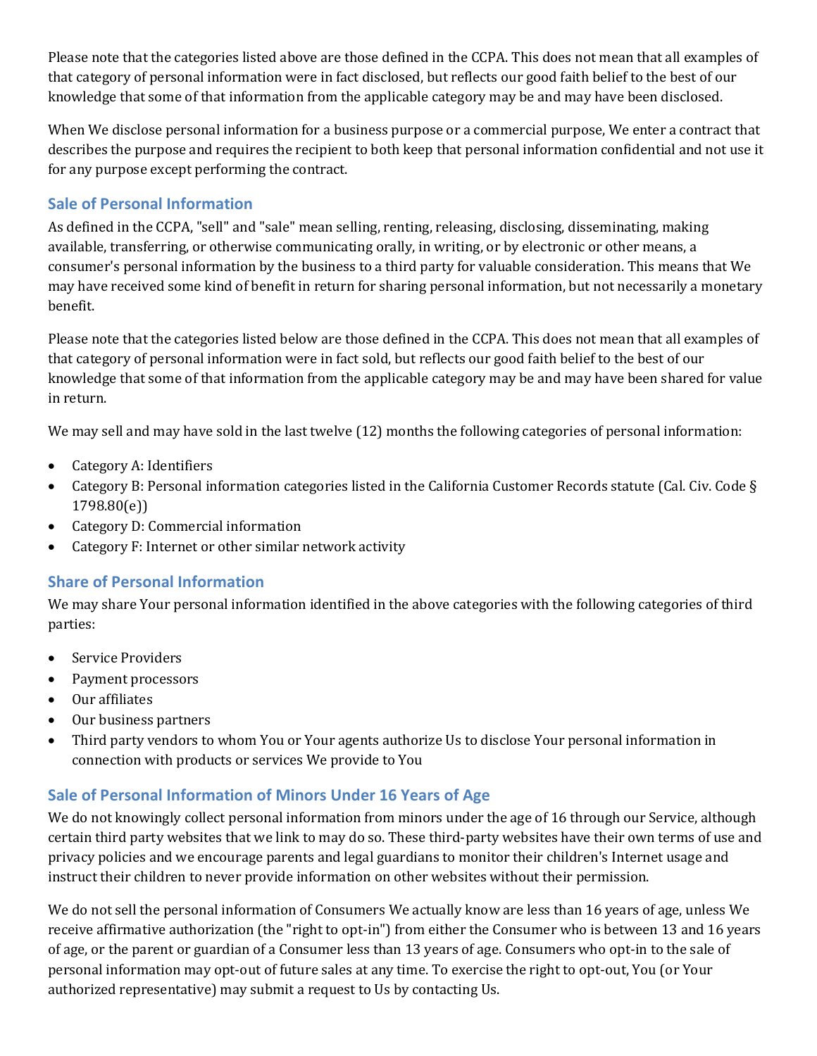Please note that the categories listed above are those defined in the CCPA. This does not mean that all examples of that category of personal information were in fact disclosed, but reflects our good faith belief to the best of our knowledge that some of that information from the applicable category may be and may have been disclosed.

When We disclose personal information for a business purpose or a commercial purpose, We enter a contract that describes the purpose and requires the recipient to both keep that personal information confidential and not use it for any purpose except performing the contract.

### Sale of Personal Information

As defined in the CCPA, "sell" and "sale" mean selling, renting, releasing, disclosing, disseminating, making available, transferring, or otherwise communicating orally, in writing, or by electronic or other means, a consumer's personal information by the business to a third party for valuable consideration. This means that We may have received some kind of benefit in return for sharing personal information, but not necessarily a monetary benefit.

Please note that the categories listed below are those defined in the CCPA. This does not mean that all examples of that category of personal information were in fact sold, but reflects our good faith belief to the best of our knowledge that some of that information from the applicable category may be and may have been shared for value in return.

We may sell and may have sold in the last twelve (12) months the following categories of personal information:

- Category A: Identifiers
- Category B: Personal information categories listed in the California Customer Records statute (Cal. Civ. Code § 1798.80(e))
- Category D: Commercial information
- Category F: Internet or other similar network activity

### Share of Personal Information

We may share Your personal information identified in the above categories with the following categories of third parties:

- Service Providers
- Payment processors
- Our affiliates
- Our business partners
- Third party vendors to whom You or Your agents authorize Us to disclose Your personal information in connection with products or services We provide to You

### Sale of Personal Information of Minors Under 16 Years of Age

We do not knowingly collect personal information from minors under the age of 16 through our Service, although certain third party websites that we link to may do so. These third-party websites have their own terms of use and privacy policies and we encourage parents and legal guardians to monitor their children's Internet usage and instruct their children to never provide information on other websites without their permission.

We do not sell the personal information of Consumers We actually know are less than 16 years of age, unless We receive affirmative authorization (the "right to opt-in") from either the Consumer who is between 13 and 16 years of age, or the parent or guardian of a Consumer less than 13 years of age. Consumers who opt-in to the sale of personal information may opt-out of future sales at any time. To exercise the right to opt-out, You (or Your authorized representative) may submit a request to Us by contacting Us.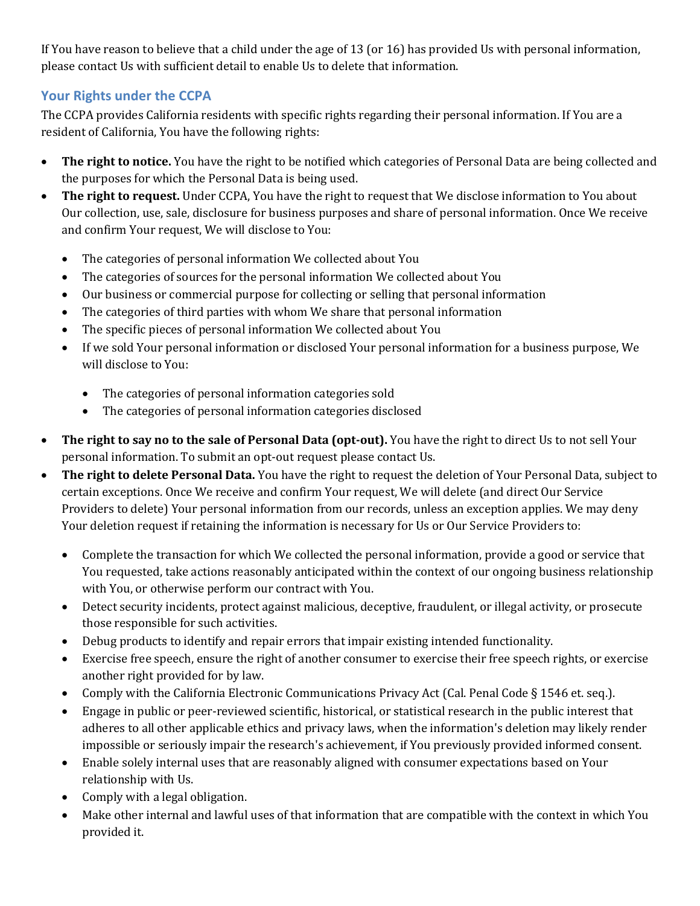If You have reason to believe that a child under the age of 13 (or 16) has provided Us with personal information, please contact Us with sufficient detail to enable Us to delete that information.

## Your Rights under the CCPA

The CCPA provides California residents with specific rights regarding their personal information. If You are a resident of California, You have the following rights:

- **The right to notice.** You have the right to be notified which categories of Personal Data are being collected and the purposes for which the Personal Data is being used.
- **The right to request.** Under CCPA, You have the right to request that We disclose information to You about Our collection, use, sale, disclosure for business purposes and share of personal information. Once We receive and confirm Your request, We will disclose to You:
  - The categories of personal information We collected about You
  - The categories of sources for the personal information We collected about You
  - Our business or commercial purpose for collecting or selling that personal information
  - The categories of third parties with whom We share that personal information
  - The specific pieces of personal information We collected about You
  - If we sold Your personal information or disclosed Your personal information for a business purpose, We will disclose to You:
    - The categories of personal information categories sold
    - The categories of personal information categories disclosed
- **The right to say no to the sale of Personal Data (opt-out).** You have the right to direct Us to not sell Your personal information. To submit an opt-out request please contact Us.
- **The right to delete Personal Data.** You have the right to request the deletion of Your Personal Data, subject to certain exceptions. Once We receive and confirm Your request, We will delete (and direct Our Service Providers to delete) Your personal information from our records, unless an exception applies. We may deny Your deletion request if retaining the information is necessary for Us or Our Service Providers to:
  - Complete the transaction for which We collected the personal information, provide a good or service that You requested, take actions reasonably anticipated within the context of our ongoing business relationship with You, or otherwise perform our contract with You.
  - Detect security incidents, protect against malicious, deceptive, fraudulent, or illegal activity, or prosecute those responsible for such activities.
  - Debug products to identify and repair errors that impair existing intended functionality.
  - Exercise free speech, ensure the right of another consumer to exercise their free speech rights, or exercise another right provided for by law.
  - Comply with the California Electronic Communications Privacy Act (Cal. Penal Code § 1546 et. seq.).
  - Engage in public or peer-reviewed scientific, historical, or statistical research in the public interest that adheres to all other applicable ethics and privacy laws, when the information's deletion may likely render impossible or seriously impair the research's achievement, if You previously provided informed consent.
  - Enable solely internal uses that are reasonably aligned with consumer expectations based on Your relationship with Us.
  - Comply with a legal obligation.
  - Make other internal and lawful uses of that information that are compatible with the context in which You provided it.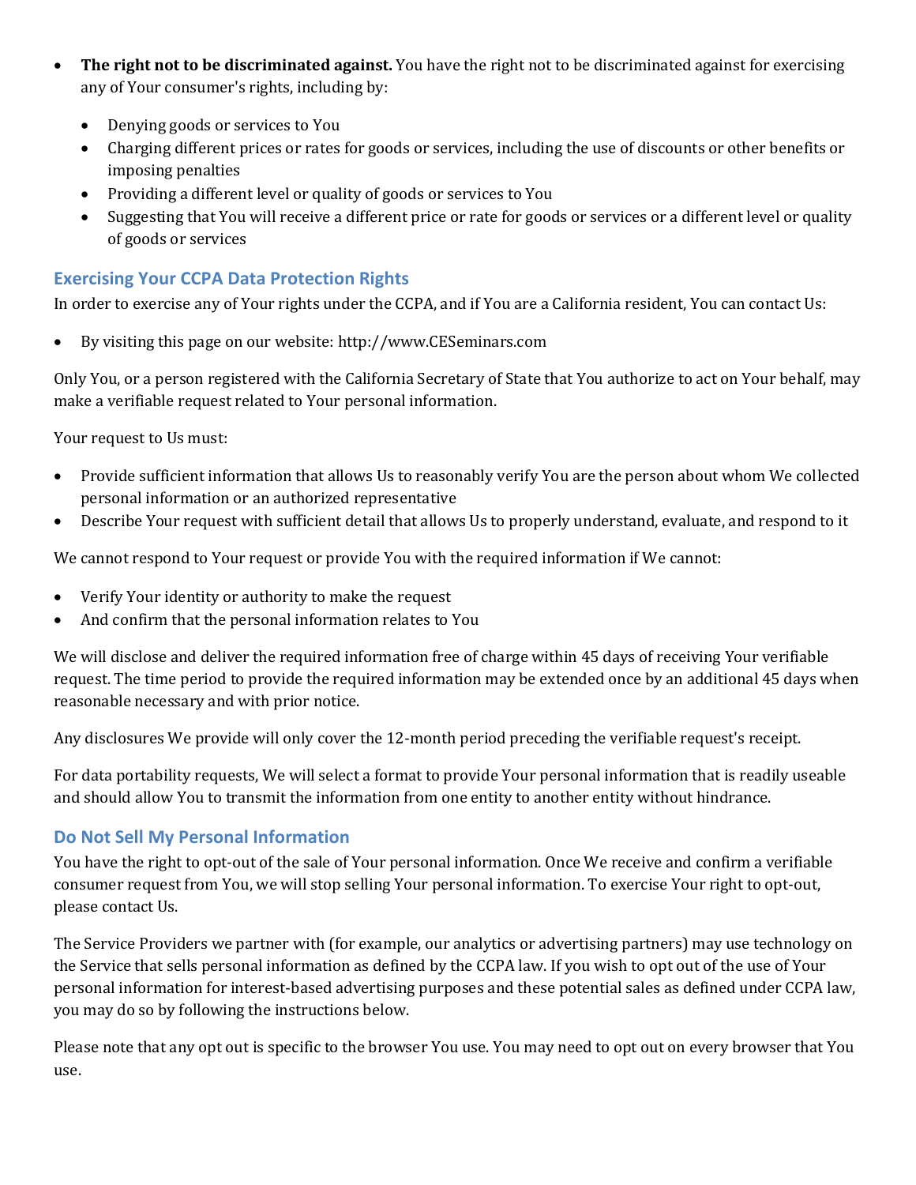- **The right not to be discriminated against.** You have the right not to be discriminated against for exercising any of Your consumer's rights, including by:
  - Denying goods or services to You
  - Charging different prices or rates for goods or services, including the use of discounts or other benefits or imposing penalties
  - Providing a different level or quality of goods or services to You
  - Suggesting that You will receive a different price or rate for goods or services or a different level or quality of goods or services

### Exercising Your CCPA Data Protection Rights

In order to exercise any of Your rights under the CCPA, and if You are a California resident, You can contact Us:

- By visiting this page on our website: http://www.CESeminars.com

Only You, or a person registered with the California Secretary of State that You authorize to act on Your behalf, may make a verifiable request related to Your personal information.

Your request to Us must:

- Provide sufficient information that allows Us to reasonably verify You are the person about whom We collected personal information or an authorized representative
- Describe Your request with sufficient detail that allows Us to properly understand, evaluate, and respond to it

We cannot respond to Your request or provide You with the required information if We cannot:

- Verify Your identity or authority to make the request
- And confirm that the personal information relates to You

We will disclose and deliver the required information free of charge within 45 days of receiving Your verifiable request. The time period to provide the required information may be extended once by an additional 45 days when reasonable necessary and with prior notice.

Any disclosures We provide will only cover the 12-month period preceding the verifiable request's receipt.

For data portability requests, We will select a format to provide Your personal information that is readily useable and should allow You to transmit the information from one entity to another entity without hindrance.

### Do Not Sell My Personal Information

You have the right to opt-out of the sale of Your personal information. Once We receive and confirm a verifiable consumer request from You, we will stop selling Your personal information. To exercise Your right to opt-out, please contact Us.

The Service Providers we partner with (for example, our analytics or advertising partners) may use technology on the Service that sells personal information as defined by the CCPA law. If you wish to opt out of the use of Your personal information for interest-based advertising purposes and these potential sales as defined under CCPA law, you may do so by following the instructions below.

Please note that any opt out is specific to the browser You use. You may need to opt out on every browser that You use.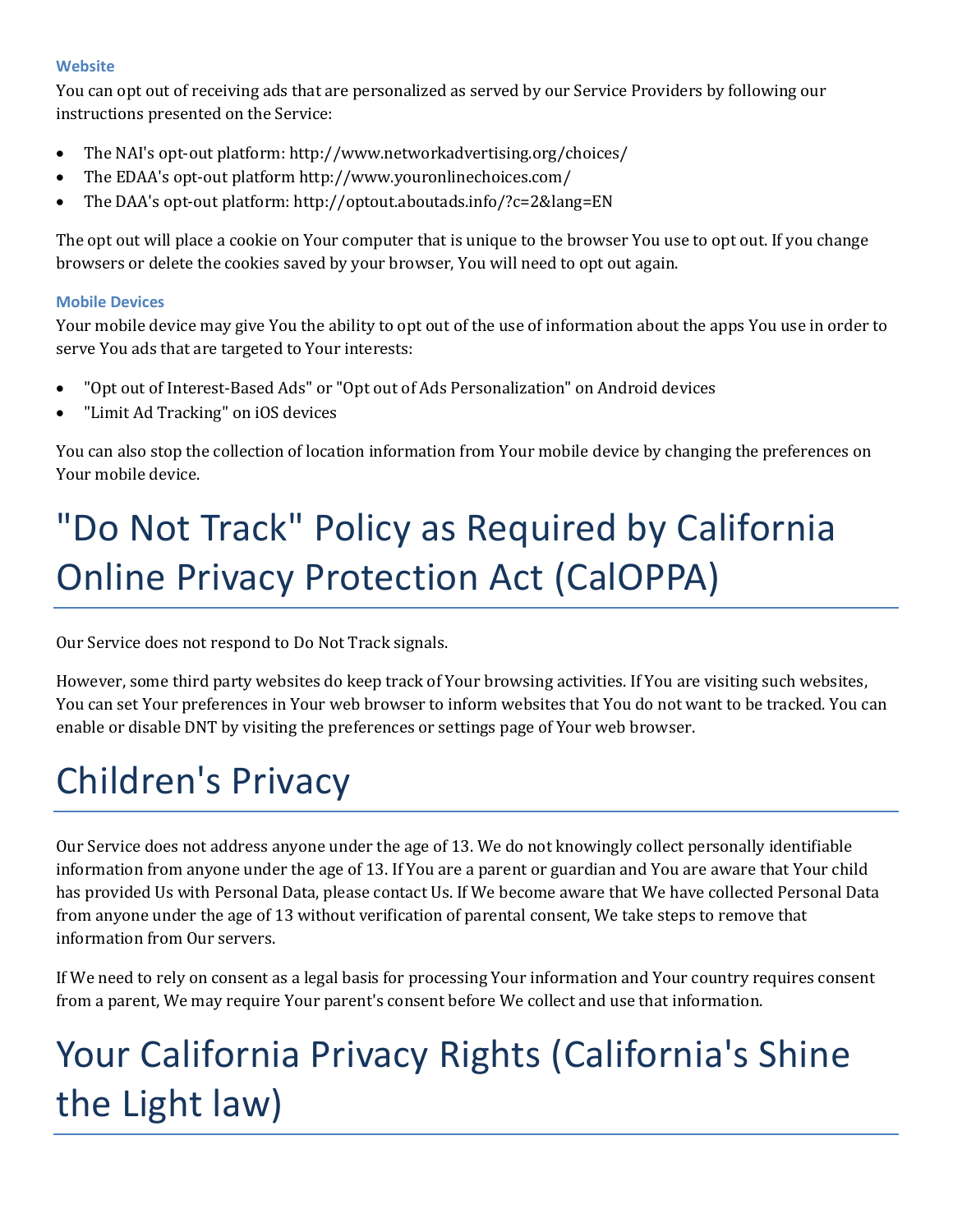#### Website

You can opt out of receiving ads that are personalized as served by our Service Providers by following our instructions presented on the Service:

- The NAI's opt-out platform: http://www.networkadvertising.org/choices/
- The EDAA's opt-out platform http://www.youronlinechoices.com/
- The DAA's opt-out platform: http://optout.aboutads.info/?c=2&lang=EN

The opt out will place a cookie on Your computer that is unique to the browser You use to opt out. If you change browsers or delete the cookies saved by your browser, You will need to opt out again.

#### Mobile Devices

Your mobile device may give You the ability to opt out of the use of information about the apps You use in order to serve You ads that are targeted to Your interests:

- "Opt out of Interest-Based Ads" or "Opt out of Ads Personalization" on Android devices
- "Limit Ad Tracking" on iOS devices

You can also stop the collection of location information from Your mobile device by changing the preferences on Your mobile device.

# "Do Not Track" Policy as Required by California Online Privacy Protection Act (CalOPPA)

Our Service does not respond to Do Not Track signals.

However, some third party websites do keep track of Your browsing activities. If You are visiting such websites, You can set Your preferences in Your web browser to inform websites that You do not want to be tracked. You can enable or disable DNT by visiting the preferences or settings page of Your web browser.

# Children's Privacy

Our Service does not address anyone under the age of 13. We do not knowingly collect personally identifiable information from anyone under the age of 13. If You are a parent or guardian and You are aware that Your child has provided Us with Personal Data, please contact Us. If We become aware that We have collected Personal Data from anyone under the age of 13 without verification of parental consent, We take steps to remove that information from Our servers.

If We need to rely on consent as a legal basis for processing Your information and Your country requires consent from a parent, We may require Your parent's consent before We collect and use that information.

# Your California Privacy Rights (California's Shine the Light law)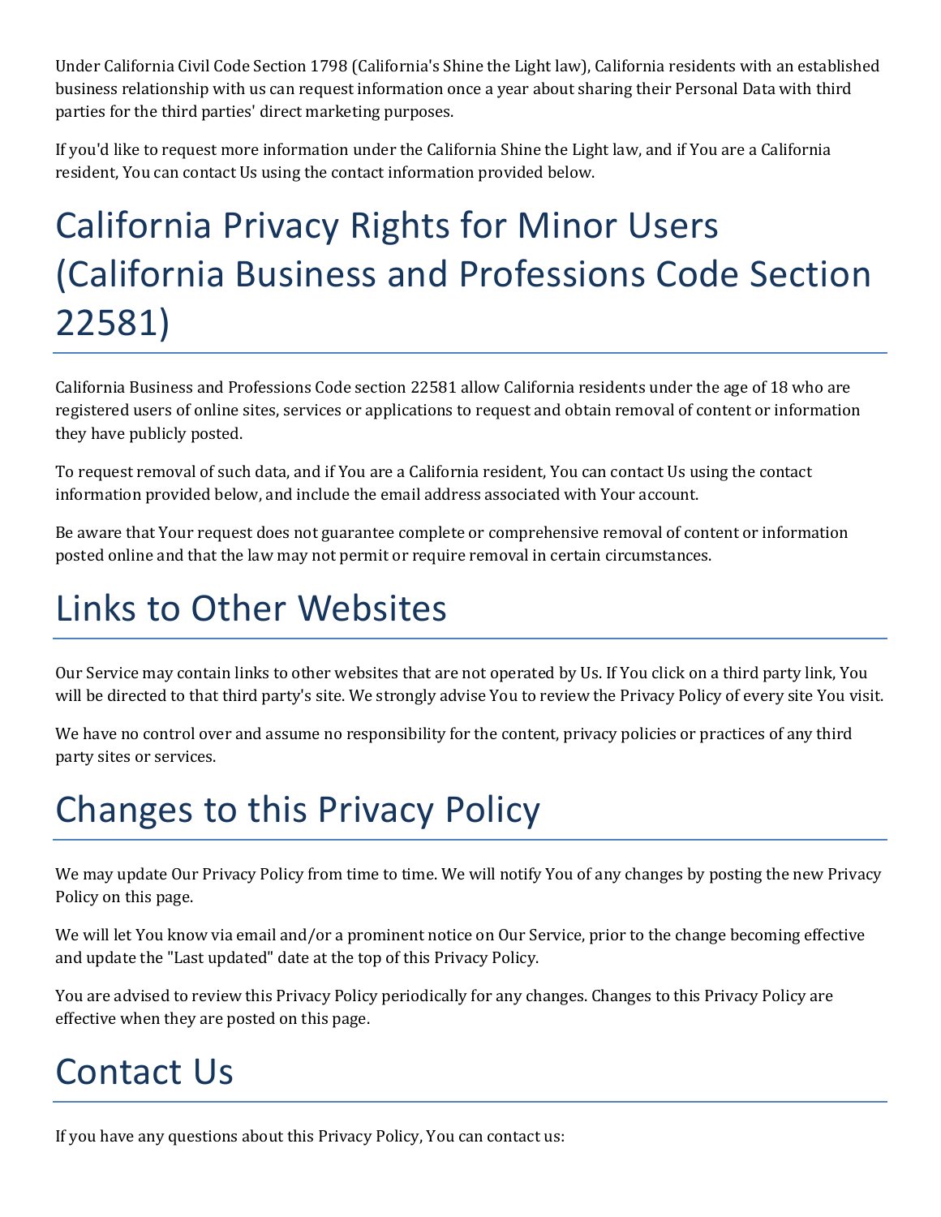Under California Civil Code Section 1798 (California's Shine the Light law), California residents with an established business relationship with us can request information once a year about sharing their Personal Data with third parties for the third parties' direct marketing purposes.

If you'd like to request more information under the California Shine the Light law, and if You are a California resident, You can contact Us using the contact information provided below.

# California Privacy Rights for Minor Users (California Business and Professions Code Section 22581)

California Business and Professions Code section 22581 allow California residents under the age of 18 who are registered users of online sites, services or applications to request and obtain removal of content or information they have publicly posted.

To request removal of such data, and if You are a California resident, You can contact Us using the contact information provided below, and include the email address associated with Your account.

Be aware that Your request does not guarantee complete or comprehensive removal of content or information posted online and that the law may not permit or require removal in certain circumstances.

# Links to Other Websites

Our Service may contain links to other websites that are not operated by Us. If You click on a third party link, You will be directed to that third party's site. We strongly advise You to review the Privacy Policy of every site You visit.

We have no control over and assume no responsibility for the content, privacy policies or practices of any third party sites or services.

# Changes to this Privacy Policy

We may update Our Privacy Policy from time to time. We will notify You of any changes by posting the new Privacy Policy on this page.

We will let You know via email and/or a prominent notice on Our Service, prior to the change becoming effective and update the "Last updated" date at the top of this Privacy Policy.

You are advised to review this Privacy Policy periodically for any changes. Changes to this Privacy Policy are effective when they are posted on this page.

# Contact Us

If you have any questions about this Privacy Policy, You can contact us: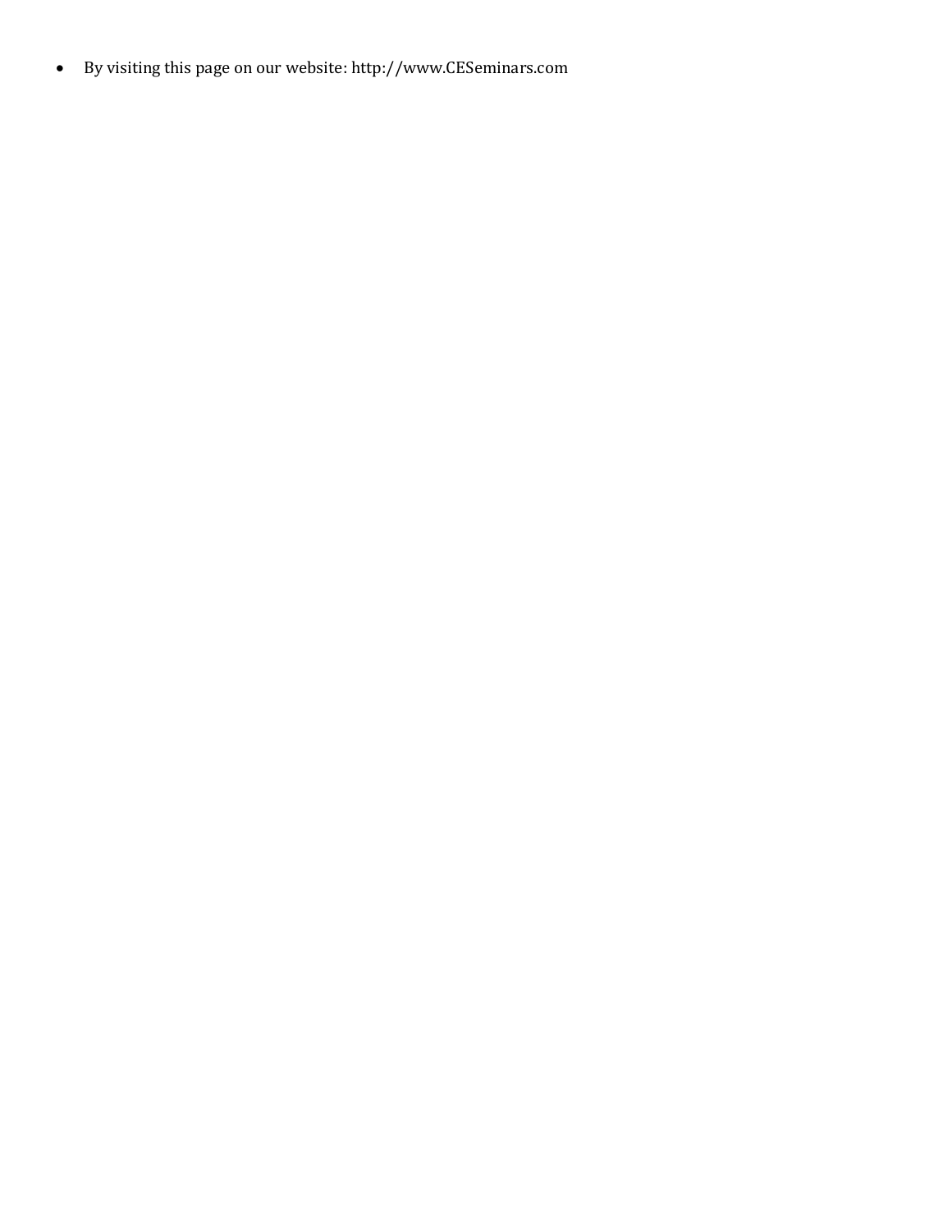- By visiting this page on our website: http://www.CESeminars.com